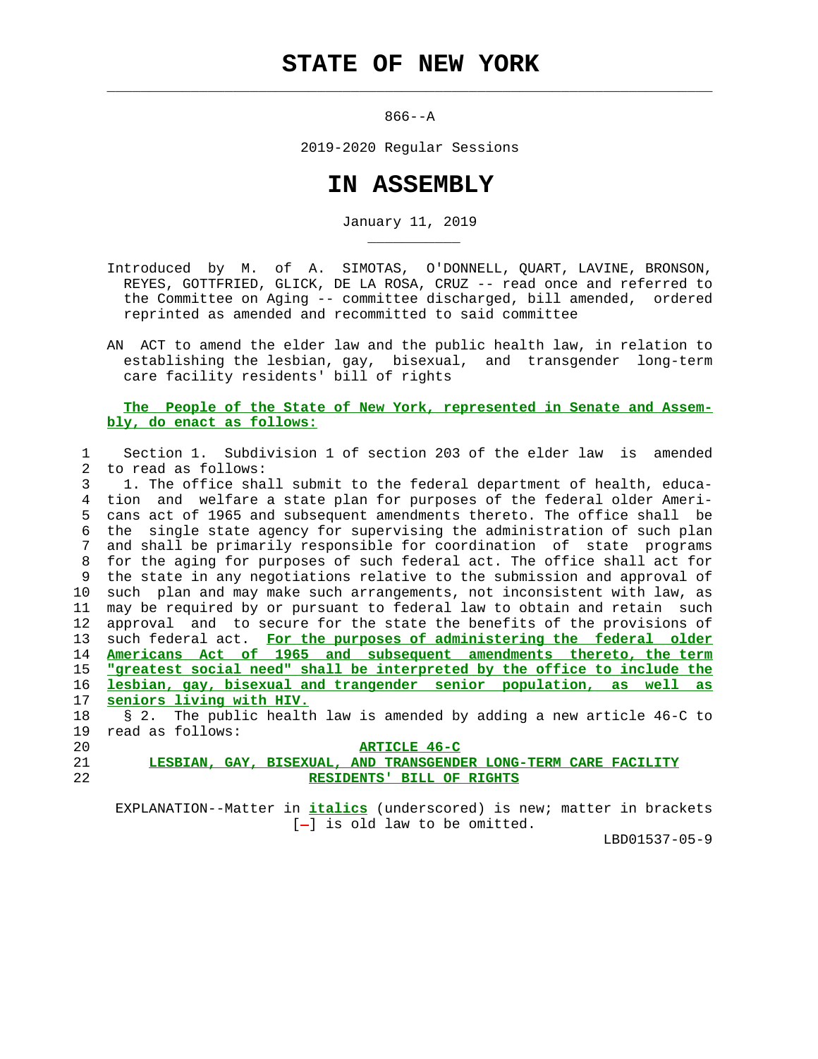# STATE OF NEW YORK

866--A

2019-2020 Regular Sessions

# IN ASSEMBLY

January 11, 2019

Introduced by M. of A. SIMOTAS, O'DONNELL, QUART, LAVINE, BRONSON, REYES, GOTTFRIED, GLICK, DE LA ROSA, CRUZ -- read once and referred to the Committee on Aging -- committee discharged, bill amended, ordered reprinted as amended and recommitted to said committee

AN ACT to amend the elder law and the public health law, in relation to establishing the lesbian, gay, bisexual, and transgender long-term care facility residents' bill of rights

**The People of the State of New York, represented in Senate and Assembly, do enact as follows:**

Section 1. Subdivision 1 of section 203 of the elder law is amended to read as follows:

1. The office shall submit to the federal department of health, education and welfare a state plan for purposes of the federal older Americans act of 1965 and subsequent amendments thereto. The office shall be the single state agency for supervising the administration of such plan and shall be primarily responsible for coordination of state programs for the aging for purposes of such federal act. The office shall act for the state in any negotiations relative to the submission and approval of such plan and may make such arrangements, not inconsistent with law, as may be required by or pursuant to federal law to obtain and retain such approval and to secure for the state the benefits of the provisions of such federal act. *For the purposes of administering the federal older Americans Act of 1965 and subsequent amendments thereto, the term "greatest social need" shall be interpreted by the office to include the lesbian, gay, bisexual and trangender senior population, as well as seniors living with HIV.*

§ 2. The public health law is amended by adding a new article 46-C to read as follows:

*ARTICLE 46-C*

*LESBIAN, GAY, BISEXUAL, AND TRANSGENDER LONG-TERM CARE FACILITY RESIDENTS' BILL OF RIGHTS*

EXPLANATION--Matter in *italics* (underscored) is new; matter in brackets [-] is old law to be omitted.

LBD01537-05-9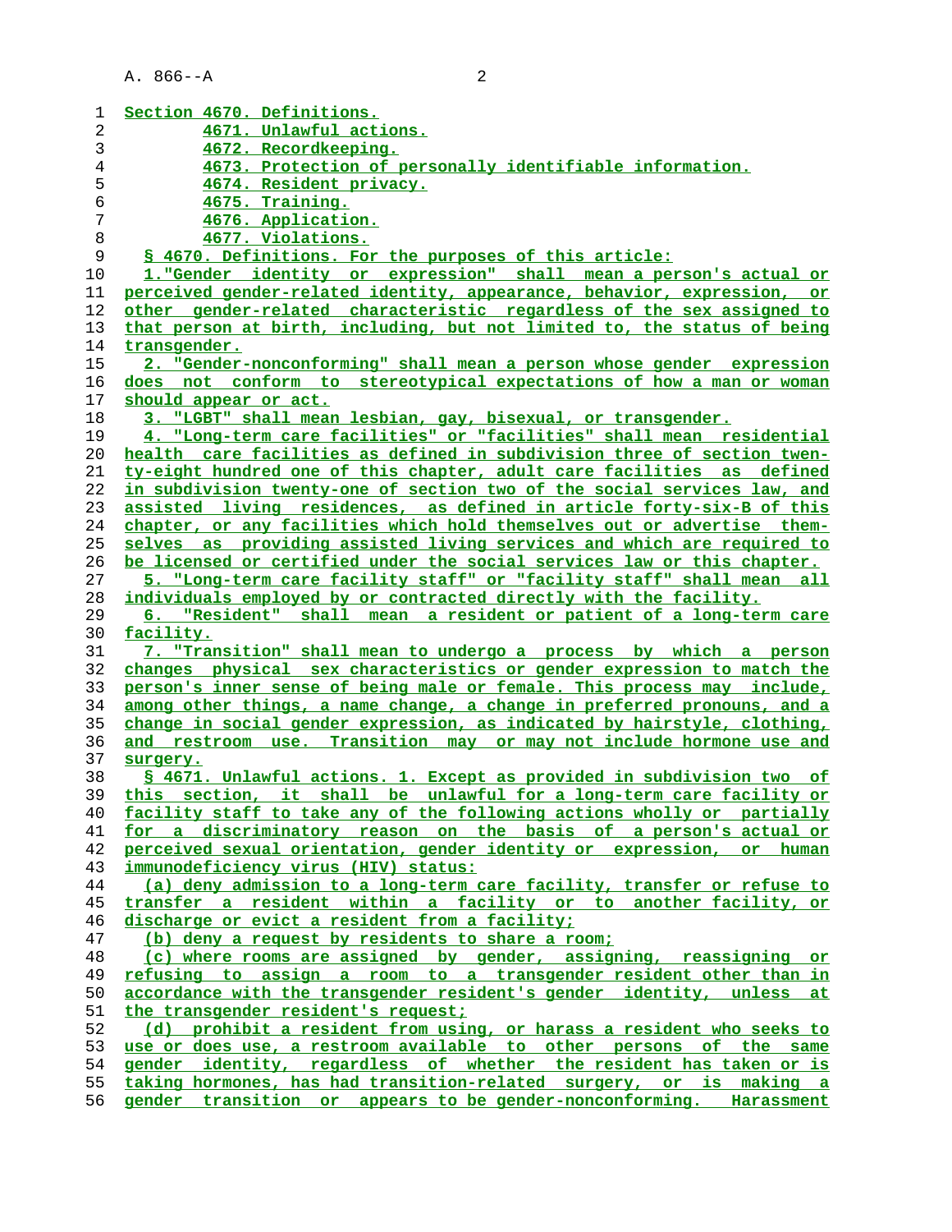Section 4670. Definitions.
4671. Unlawful actions.
4672. Recordkeeping.
4673. Protection of personally identifiable information.
4674. Resident privacy.
4675. Training.
4676. Application.
4677. Violations.

§ 4670. Definitions. For the purposes of this article:

1."Gender identity or expression" shall mean a person's actual or perceived gender-related identity, appearance, behavior, expression, or other gender-related characteristic regardless of the sex assigned to that person at birth, including, but not limited to, the status of being transgender.

2. "Gender-nonconforming" shall mean a person whose gender expression does not conform to stereotypical expectations of how a man or woman should appear or act.

3. "LGBT" shall mean lesbian, gay, bisexual, or transgender.

4. "Long-term care facilities" or "facilities" shall mean residential health care facilities as defined in subdivision three of section twenty-eight hundred one of this chapter, adult care facilities as defined in subdivision twenty-one of section two of the social services law, and assisted living residences, as defined in article forty-six-B of this chapter, or any facilities which hold themselves out or advertise themselves as providing assisted living services and which are required to be licensed or certified under the social services law or this chapter.

5. "Long-term care facility staff" or "facility staff" shall mean all individuals employed by or contracted directly with the facility.

6. "Resident" shall mean a resident or patient of a long-term care facility.

7. "Transition" shall mean to undergo a process by which a person changes physical sex characteristics or gender expression to match the person's inner sense of being male or female. This process may include, among other things, a name change, a change in preferred pronouns, and a change in social gender expression, as indicated by hairstyle, clothing, and restroom use. Transition may or may not include hormone use and surgery.

§ 4671. Unlawful actions. 1. Except as provided in subdivision two of this section, it shall be unlawful for a long-term care facility or facility staff to take any of the following actions wholly or partially for a discriminatory reason on the basis of a person's actual or perceived sexual orientation, gender identity or expression, or human immunodeficiency virus (HIV) status:

(a) deny admission to a long-term care facility, transfer or refuse to transfer a resident within a facility or to another facility, or discharge or evict a resident from a facility;

(b) deny a request by residents to share a room;

(c) where rooms are assigned by gender, assigning, reassigning or refusing to assign a room to a transgender resident other than in accordance with the transgender resident's gender identity, unless at the transgender resident's request;

(d) prohibit a resident from using, or harass a resident who seeks to use or does use, a restroom available to other persons of the same gender identity, regardless of whether the resident has taken or is taking hormones, has had transition-related surgery, or is making a gender transition or appears to be gender-nonconforming. Harassment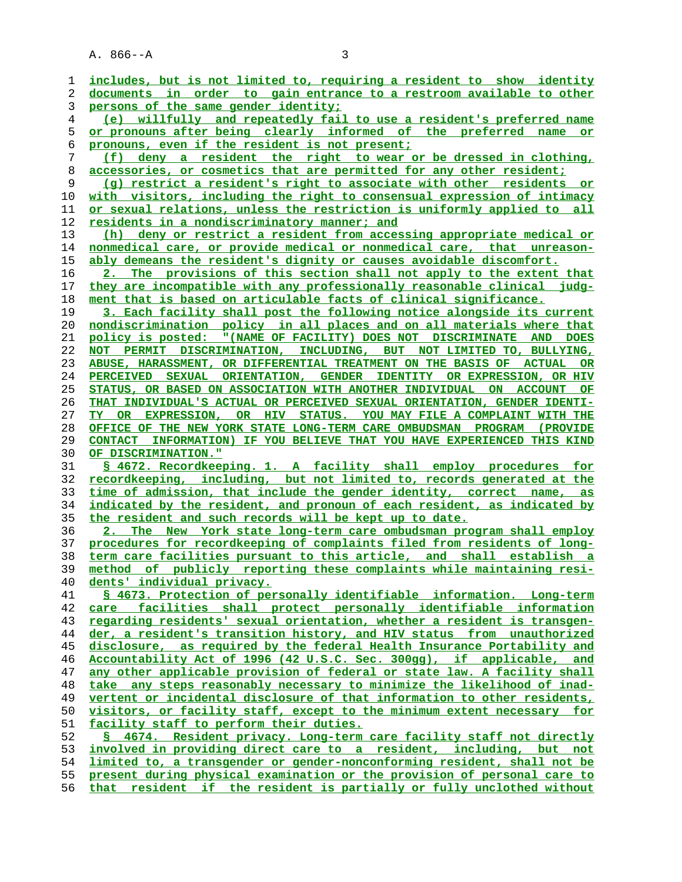includes, but is not limited to, requiring a resident to show identity documents in order to gain entrance to a restroom available to other persons of the same gender identity;

(e) willfully and repeatedly fail to use a resident's preferred name or pronouns after being clearly informed of the preferred name or pronouns, even if the resident is not present;

(f) deny a resident the right to wear or be dressed in clothing, accessories, or cosmetics that are permitted for any other resident;

(g) restrict a resident's right to associate with other residents or with visitors, including the right to consensual expression of intimacy or sexual relations, unless the restriction is uniformly applied to all residents in a nondiscriminatory manner; and

(h) deny or restrict a resident from accessing appropriate medical or nonmedical care, or provide medical or nonmedical care, that unreasonably demeans the resident's dignity or causes avoidable discomfort.

2. The provisions of this section shall not apply to the extent that they are incompatible with any professionally reasonable clinical judgment that is based on articulable facts of clinical significance.

3. Each facility shall post the following notice alongside its current nondiscrimination policy in all places and on all materials where that policy is posted: "(NAME OF FACILITY) DOES NOT DISCRIMINATE AND DOES NOT PERMIT DISCRIMINATION, INCLUDING, BUT NOT LIMITED TO, BULLYING, ABUSE, HARASSMENT, OR DIFFERENTIAL TREATMENT ON THE BASIS OF ACTUAL OR PERCEIVED SEXUAL ORIENTATION, GENDER IDENTITY OR EXPRESSION, OR HIV STATUS, OR BASED ON ASSOCIATION WITH ANOTHER INDIVIDUAL ON ACCOUNT OF THAT INDIVIDUAL'S ACTUAL OR PERCEIVED SEXUAL ORIENTATION, GENDER IDENTITY OR EXPRESSION, OR HIV STATUS. YOU MAY FILE A COMPLAINT WITH THE OFFICE OF THE NEW YORK STATE LONG-TERM CARE OMBUDSMAN PROGRAM (PROVIDE CONTACT INFORMATION) IF YOU BELIEVE THAT YOU HAVE EXPERIENCED THIS KIND OF DISCRIMINATION."

§ 4672. Recordkeeping. 1. A facility shall employ procedures for recordkeeping, including, but not limited to, records generated at the time of admission, that include the gender identity, correct name, as indicated by the resident, and pronoun of each resident, as indicated by the resident and such records will be kept up to date.

2. The New York state long-term care ombudsman program shall employ procedures for recordkeeping of complaints filed from residents of long-term care facilities pursuant to this article, and shall establish a method of publicly reporting these complaints while maintaining residents' individual privacy.

§ 4673. Protection of personally identifiable information. Long-term care facilities shall protect personally identifiable information regarding residents' sexual orientation, whether a resident is transgender, a resident's transition history, and HIV status from unauthorized disclosure, as required by the federal Health Insurance Portability and Accountability Act of 1996 (42 U.S.C. Sec. 300gg), if applicable, and any other applicable provision of federal or state law. A facility shall take any steps reasonably necessary to minimize the likelihood of inadvertent or incidental disclosure of that information to other residents, visitors, or facility staff, except to the minimum extent necessary for facility staff to perform their duties.

§ 4674. Resident privacy. Long-term care facility staff not directly involved in providing direct care to a resident, including, but not limited to, a transgender or gender-nonconforming resident, shall not be present during physical examination or the provision of personal care to that resident if the resident is partially or fully unclothed without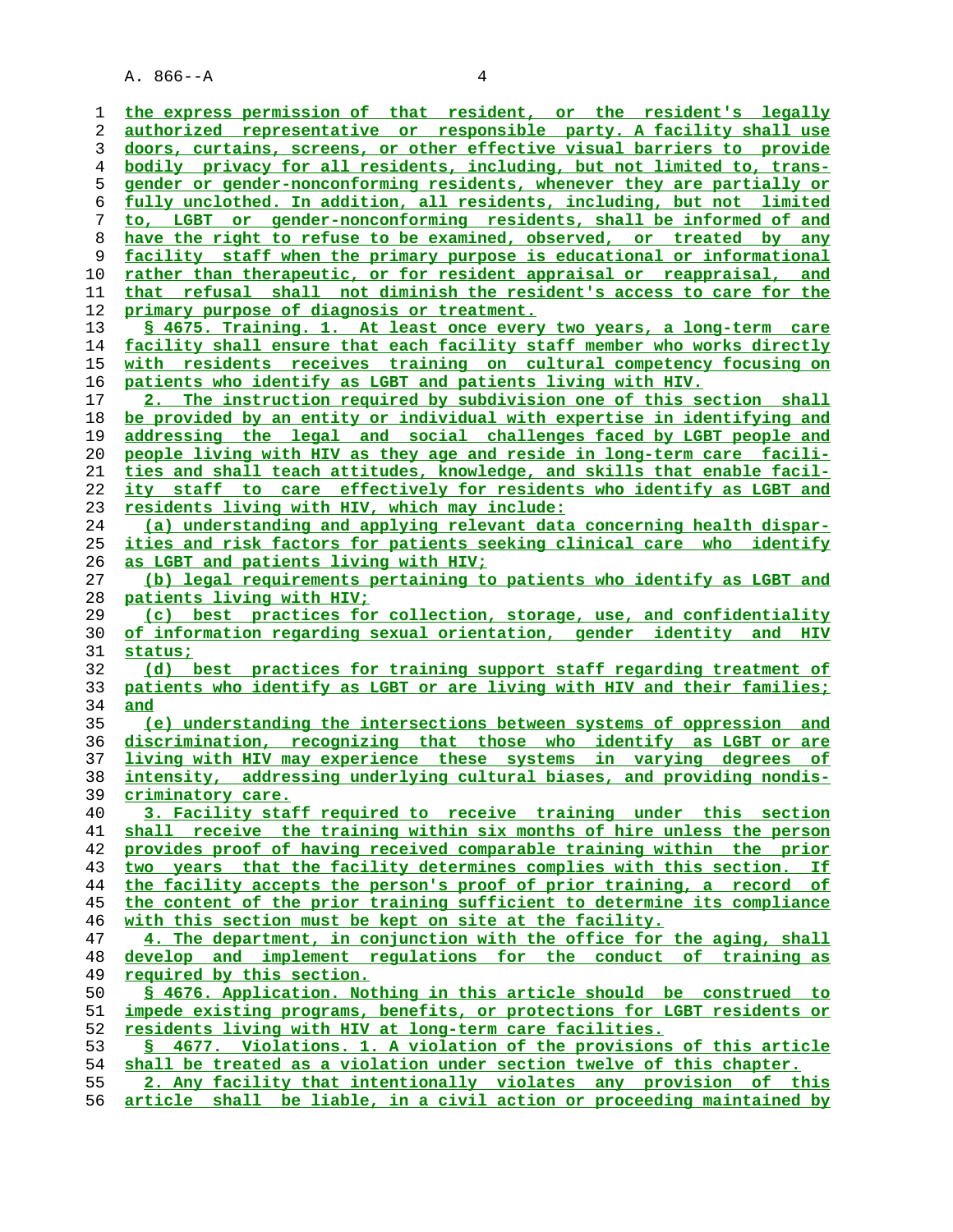the express permission of that resident, or the resident's legally authorized representative or responsible party. A facility shall use doors, curtains, screens, or other effective visual barriers to provide bodily privacy for all residents, including, but not limited to, transgender or gender-nonconforming residents, whenever they are partially or fully unclothed. In addition, all residents, including, but not limited to, LGBT or gender-nonconforming residents, shall be informed of and have the right to refuse to be examined, observed, or treated by any facility staff when the primary purpose is educational or informational rather than therapeutic, or for resident appraisal or reappraisal, and that refusal shall not diminish the resident's access to care for the primary purpose of diagnosis or treatment.

§ 4675. Training. 1. At least once every two years, a long-term care facility shall ensure that each facility staff member who works directly with residents receives training on cultural competency focusing on patients who identify as LGBT and patients living with HIV.

2. The instruction required by subdivision one of this section shall be provided by an entity or individual with expertise in identifying and addressing the legal and social challenges faced by LGBT people and people living with HIV as they age and reside in long-term care facilities and shall teach attitudes, knowledge, and skills that enable facility staff to care effectively for residents who identify as LGBT and residents living with HIV, which may include:

(a) understanding and applying relevant data concerning health disparities and risk factors for patients seeking clinical care who identify as LGBT and patients living with HIV;

(b) legal requirements pertaining to patients who identify as LGBT and patients living with HIV;

(c) best practices for collection, storage, use, and confidentiality of information regarding sexual orientation, gender identity and HIV status;

(d) best practices for training support staff regarding treatment of patients who identify as LGBT or are living with HIV and their families; and

(e) understanding the intersections between systems of oppression and discrimination, recognizing that those who identify as LGBT or are living with HIV may experience these systems in varying degrees of intensity, addressing underlying cultural biases, and providing nondiscriminatory care.

3. Facility staff required to receive training under this section shall receive the training within six months of hire unless the person provides proof of having received comparable training within the prior two years that the facility determines complies with this section. If the facility accepts the person's proof of prior training, a record of the content of the prior training sufficient to determine its compliance with this section must be kept on site at the facility.

4. The department, in conjunction with the office for the aging, shall develop and implement regulations for the conduct of training as required by this section.

§ 4676. Application. Nothing in this article should be construed to impede existing programs, benefits, or protections for LGBT residents or residents living with HIV at long-term care facilities.

§ 4677. Violations. 1. A violation of the provisions of this article shall be treated as a violation under section twelve of this chapter.

2. Any facility that intentionally violates any provision of this article shall be liable, in a civil action or proceeding maintained by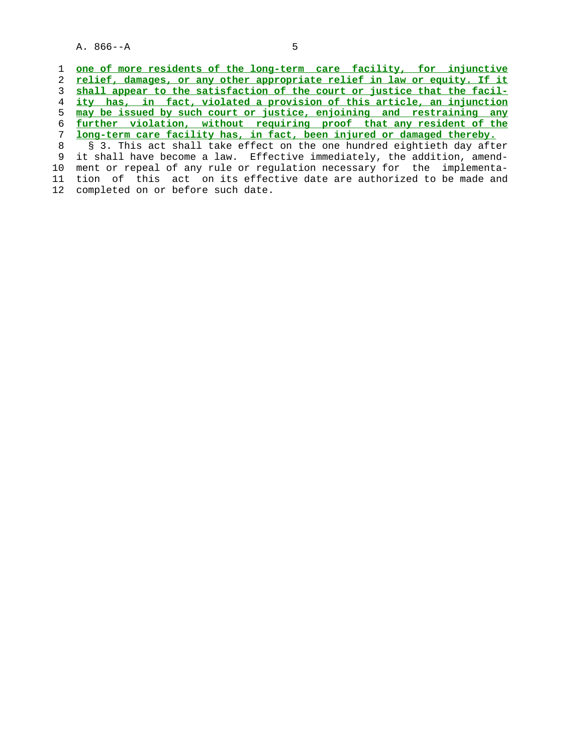one of more residents of the long-term care facility, for injunctive relief, damages, or any other appropriate relief in law or equity. If it shall appear to the satisfaction of the court or justice that the facility has, in fact, violated a provision of this article, an injunction may be issued by such court or justice, enjoining and restraining any further violation, without requiring proof that any resident of the long-term care facility has, in fact, been injured or damaged thereby.

§ 3. This act shall take effect on the one hundred eightieth day after it shall have become a law. Effective immediately, the addition, amendment or repeal of any rule or regulation necessary for the implementation of this act on its effective date are authorized to be made and completed on or before such date.